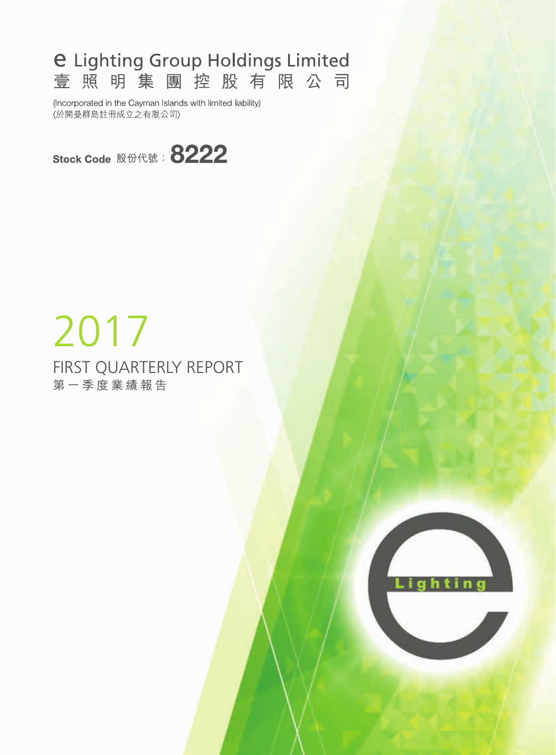# e Lighting Group Holdings Limited
# 壹照明集團控股有限公司

(Incorporated in the Cayman Islands with limited liability)
(於開曼群島註冊成立之有限公司)

Stock Code 股份代號：**8222**

# 2017

## FIRST QUARTERLY REPORT
## 第一季度業績報告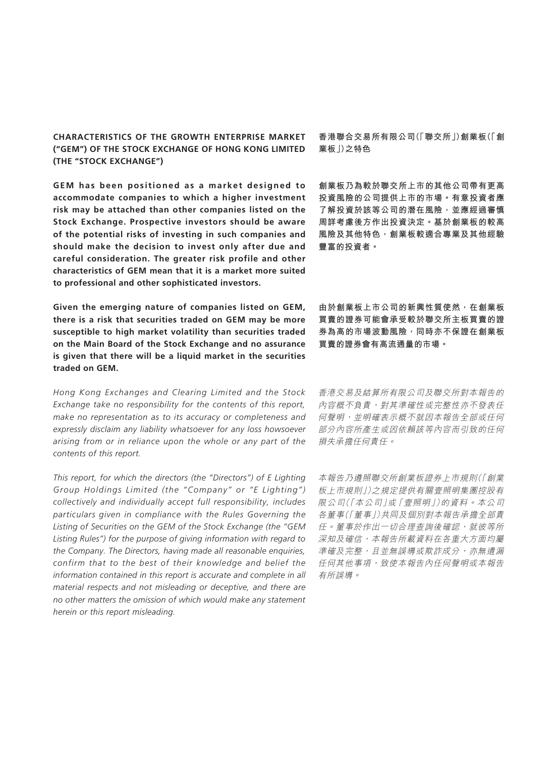**CHARACTERISTICS OF THE GROWTH ENTERPRISE MARKET ("GEM") OF THE STOCK EXCHANGE OF HONG KONG LIMITED (THE "STOCK EXCHANGE")**

**GEM has been positioned as a market designed to accommodate companies to which a higher investment risk may be attached than other companies listed on the Stock Exchange. Prospective investors should be aware of the potential risks of investing in such companies and should make the decision to invest only after due and careful consideration. The greater risk profile and other characteristics of GEM mean that it is a market more suited to professional and other sophisticated investors.**

**Given the emerging nature of companies listed on GEM, there is a risk that securities traded on GEM may be more susceptible to high market volatility than securities traded on the Main Board of the Stock Exchange and no assurance is given that there will be a liquid market in the securities traded on GEM.**

*Hong Kong Exchanges and Clearing Limited and the Stock Exchange take no responsibility for the contents of this report, make no representation as to its accuracy or completeness and expressly disclaim any liability whatsoever for any loss howsoever arising from or in reliance upon the whole or any part of the contents of this report.*

*This report, for which the directors (the "Directors") of E Lighting Group Holdings Limited (the "Company" or "E Lighting") collectively and individually accept full responsibility, includes particulars given in compliance with the Rules Governing the Listing of Securities on the GEM of the Stock Exchange (the "GEM Listing Rules") for the purpose of giving information with regard to the Company. The Directors, having made all reasonable enquiries, confirm that to the best of their knowledge and belief the information contained in this report is accurate and complete in all material respects and not misleading or deceptive, and there are no other matters the omission of which would make any statement herein or this report misleading.*

**香港聯合交易所有限公司(「聯交所」)創業板(「創業板」)之特色**

**創業板乃為較於聯交所上市的其他公司帶有更高投資風險的公司提供上市的市場。有意投資者應了解投資於該等公司的潛在風險，並應經過審慎周詳考慮後方作出投資決定。基於創業板的較高風險及其他特色，創業板較適合專業及其他經驗豐富的投資者。**

**由於創業板上市公司的新興性質使然，在創業板買賣的證券可能會承受較於聯交所主板買賣的證券為高的市場波動風險，同時亦不保證在創業板買賣的證券會有高流通量的市場。**

*香港交易及結算所有限公司及聯交所對本報告的內容概不負責，對其準確性或完整性亦不發表任何聲明，並明確表示概不就因本報告全部或任何部分內容所產生或因依賴該等內容而引致的任何損失承擔任何責任。*

*本報告乃遵照聯交所創業板證券上市規則(「創業板上市規則」)之規定提供有關壹照明集團控股有限公司(「本公司」或「壹照明」)的資料。本公司各董事(「董事」)共同及個別對本報告承擔全部責任。董事於作出一切合理查詢後確認，就彼等所深知及確信，本報告所載資料在各重大方面均屬準確及完整，且並無誤導或欺詐成分，亦無遺漏任何其他事項，致使本報告內任何聲明或本報告有所誤導。*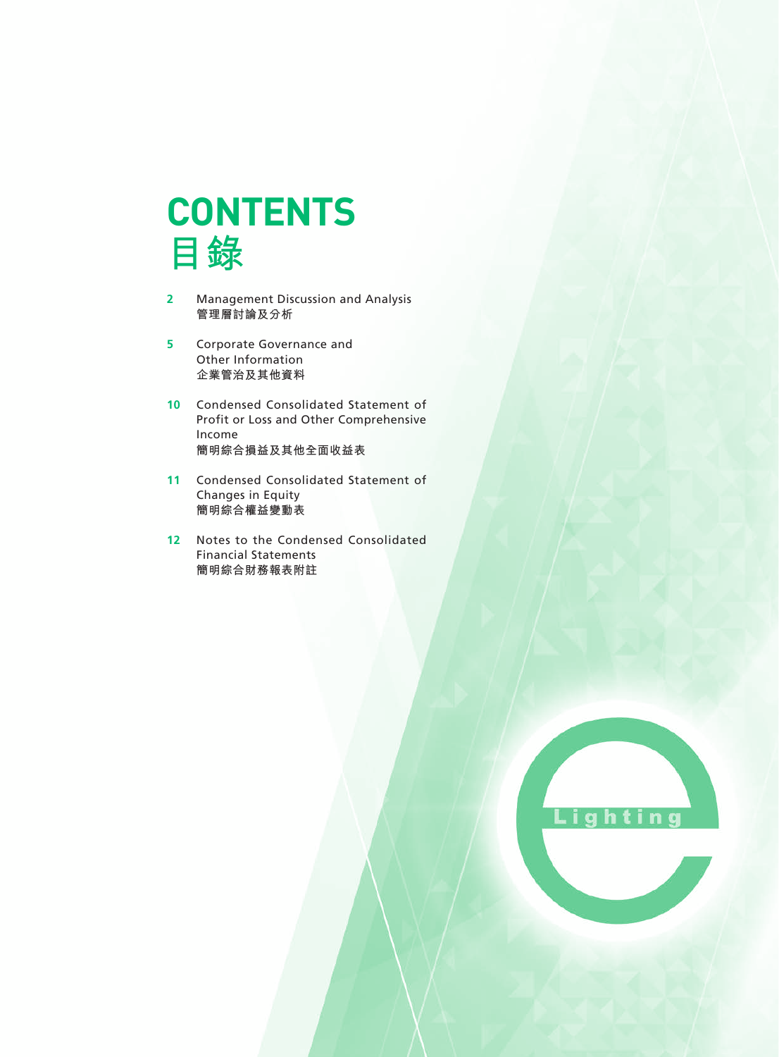# CONTENTS
# 目錄

| | |
|---|---|
| 2 | Management Discussion and Analysis<br>管理層討論及分析 |
| 5 | Corporate Governance and Other Information<br>企業管治及其他資料 |
| 10 | Condensed Consolidated Statement of Profit or Loss and Other Comprehensive Income<br>簡明綜合損益及其他全面收益表 |
| 11 | Condensed Consolidated Statement of Changes in Equity<br>簡明綜合權益變動表 |
| 12 | Notes to the Condensed Consolidated Financial Statements<br>簡明綜合財務報表附註 |

Lighting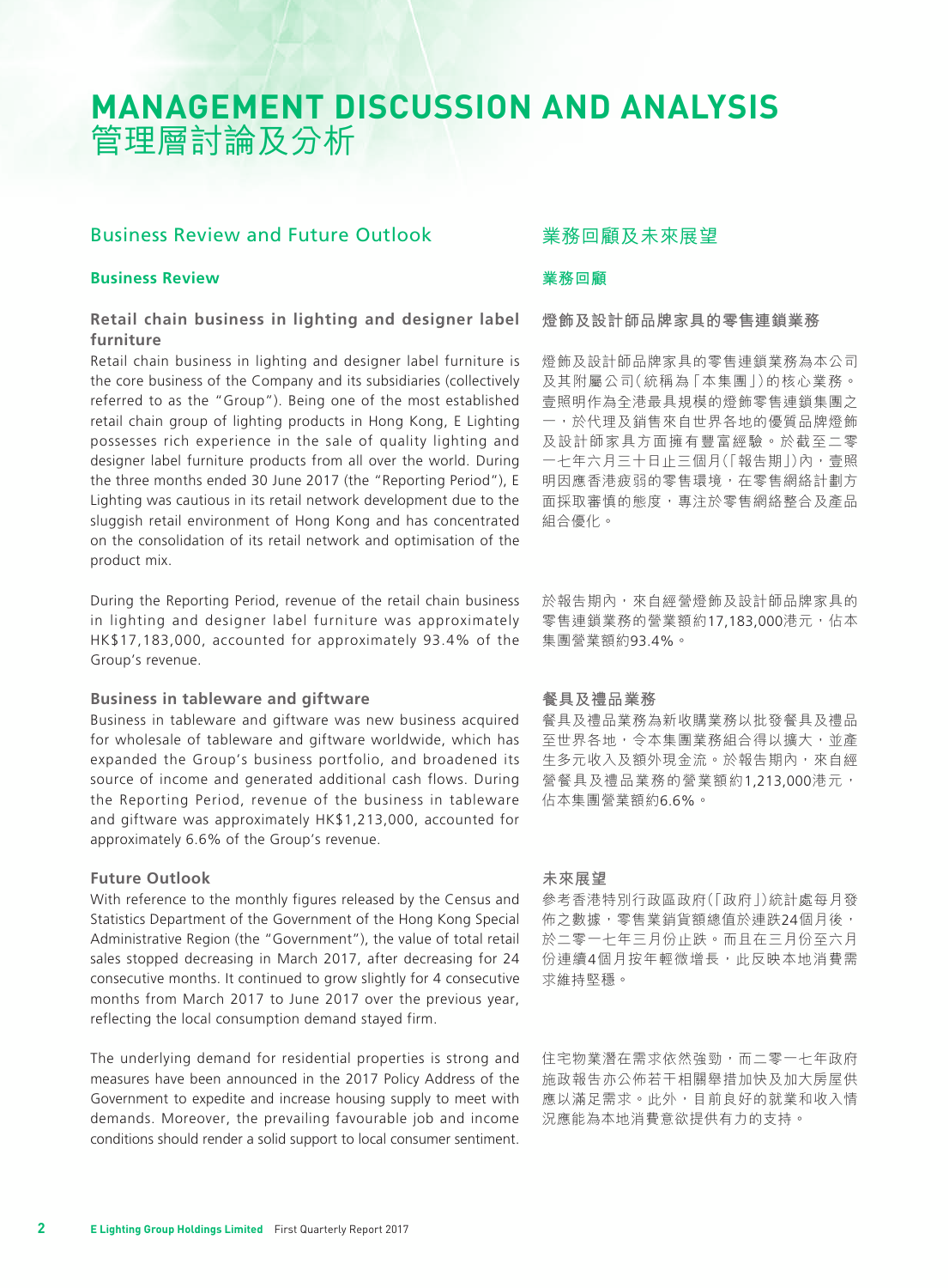# MANAGEMENT DISCUSSION AND ANALYSIS
# 管理層討論及分析

## Business Review and Future Outlook

### Business Review

#### Retail chain business in lighting and designer label furniture

Retail chain business in lighting and designer label furniture is the core business of the Company and its subsidiaries (collectively referred to as the "Group"). Being one of the most established retail chain group of lighting products in Hong Kong, E Lighting possesses rich experience in the sale of quality lighting and designer label furniture products from all over the world. During the three months ended 30 June 2017 (the "Reporting Period"), E Lighting was cautious in its retail network development due to the sluggish retail environment of Hong Kong and has concentrated on the consolidation of its retail network and optimisation of the product mix.

During the Reporting Period, revenue of the retail chain business in lighting and designer label furniture was approximately HK$17,183,000, accounted for approximately 93.4% of the Group's revenue.

#### Business in tableware and giftware

Business in tableware and giftware was new business acquired for wholesale of tableware and giftware worldwide, which has expanded the Group's business portfolio, and broadened its source of income and generated additional cash flows. During the Reporting Period, revenue of the business in tableware and giftware was approximately HK$1,213,000, accounted for approximately 6.6% of the Group's revenue.

#### Future Outlook

With reference to the monthly figures released by the Census and Statistics Department of the Government of the Hong Kong Special Administrative Region (the "Government"), the value of total retail sales stopped decreasing in March 2017, after decreasing for 24 consecutive months. It continued to grow slightly for 4 consecutive months from March 2017 to June 2017 over the previous year, reflecting the local consumption demand stayed firm.

The underlying demand for residential properties is strong and measures have been announced in the 2017 Policy Address of the Government to expedite and increase housing supply to meet with demands. Moreover, the prevailing favourable job and income conditions should render a solid support to local consumer sentiment.

## 業務回顧及未來展望

### 業務回顧

#### 燈飾及設計師品牌家具的零售連鎖業務

燈飾及設計師品牌家具的零售連鎖業務為本公司及其附屬公司（統稱為「本集團」）的核心業務。壹照明作為全港最具規模的燈飾零售連鎖集團之一，於代理及銷售來自世界各地的優質品牌燈飾及設計師家具方面擁有豐富經驗。於截至二零一七年六月三十日止三個月（「報告期」）內，壹照明因應香港疲弱的零售環境，在零售網絡計劃方面採取審慎的態度，專注於零售網絡整合及產品組合優化。

於報告期內，來自經營燈飾及設計師品牌家具的零售連鎖業務的營業額約17,183,000港元，佔本集團營業額約93.4%。

#### 餐具及禮品業務

餐具及禮品業務為新收購業務以批發餐具及禮品至世界各地，令本集團業務組合得以擴大，並產生多元收入及額外現金流。於報告期內，來自經營餐具及禮品業務的營業額約1,213,000港元，佔本集團營業額約6.6%。

#### 未來展望

參考香港特別行政區政府（「政府」）統計處每月發佈之數據，零售業銷貨額總值於連跌24個月後，於二零一七年三月份止跌。而且在三月份至六月份連續4個月按年輕微增長，此反映本地消費需求維持堅穩。

住宅物業潛在需求依然強勁，而二零一七年政府施政報告亦公佈若干相關舉措加快及加大房屋供應以滿足需求。此外，目前良好的就業和收入情況應能為本地消費意欲提供有力的支持。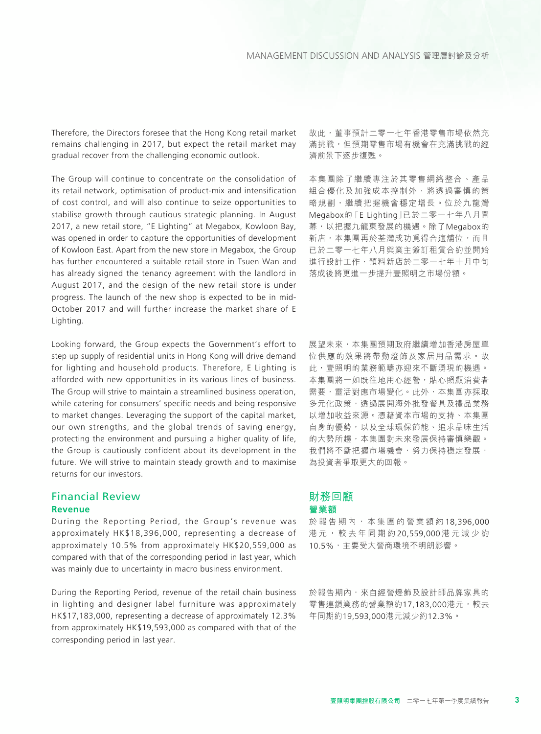Therefore, the Directors foresee that the Hong Kong retail market remains challenging in 2017, but expect the retail market may gradual recover from the challenging economic outlook.

故此，董事預計二零一七年香港零售市場依然充滿挑戰，但預期零售市場有機會在充滿挑戰的經濟前景下逐步復甦。

The Group will continue to concentrate on the consolidation of its retail network, optimisation of product-mix and intensification of cost control, and will also continue to seize opportunities to stabilise growth through cautious strategic planning. In August 2017, a new retail store, "E Lighting" at Megabox, Kowloon Bay, was opened in order to capture the opportunities of development of Kowloon East. Apart from the new store in Megabox, the Group has further encountered a suitable retail store in Tsuen Wan and has already signed the tenancy agreement with the landlord in August 2017, and the design of the new retail store is under progress. The launch of the new shop is expected to be in mid-October 2017 and will further increase the market share of E Lighting.

本集團除了繼續專注於其零售網絡整合、產品組合優化及加強成本控制外，將透過審慎的策略規劃，繼續把握機會穩定增長。位於九龍灣Megabox的「E Lighting」已於二零一七年八月開幕，以把握九龍東發展的機遇。除了Megabox的新店，本集團再於荃灣成功覓得合適舖位，而且已於二零一七年八月與業主簽訂租賃合約並開始進行設計工作，預料新店於二零一七年十月中旬落成後將更進一步提升壹照明之市場份額。

Looking forward, the Group expects the Government's effort to step up supply of residential units in Hong Kong will drive demand for lighting and household products. Therefore, E Lighting is afforded with new opportunities in its various lines of business. The Group will strive to maintain a streamlined business operation, while catering for consumers' specific needs and being responsive to market changes. Leveraging the support of the capital market, our own strengths, and the global trends of saving energy, protecting the environment and pursuing a higher quality of life, the Group is cautiously confident about its development in the future. We will strive to maintain steady growth and to maximise returns for our investors.

展望未來，本集團預期政府繼續增加香港房屋單位供應的效果將帶動燈飾及家居用品需求。故此，壹照明的業務範疇亦迎來不斷湧現的機遇。本集團將一如既往地用心經營，貼心照顧消費者需要，靈活對應市場變化。此外，本集團亦採取多元化政策，透過展開海外批發餐具及禮品業務以增加收益來源。憑藉資本市場的支持、本集團自身的優勢，以及全球環保節能、追求品味生活的大勢所趨，本集團對未來發展保持審慎樂觀。我們將不斷把握市場機會，努力保持穩定發展，為投資者爭取更大的回報。

## Financial Review

## 財務回顧

### Revenue

### 營業額

During the Reporting Period, the Group's revenue was approximately HK$18,396,000, representing a decrease of approximately 10.5% from approximately HK$20,559,000 as compared with that of the corresponding period in last year, which was mainly due to uncertainty in macro business environment.

於報告期內，本集團的營業額約18,396,000港元，較去年同期約20,559,000港元減少約10.5%，主要受大營商環境不明朗影響。

During the Reporting Period, revenue of the retail chain business in lighting and designer label furniture was approximately HK$17,183,000, representing a decrease of approximately 12.3% from approximately HK$19,593,000 as compared with that of the corresponding period in last year.

於報告期內，來自經營燈飾及設計師品牌家具的零售連鎖業務的營業額約17,183,000港元，較去年同期約19,593,000港元減少約12.3%。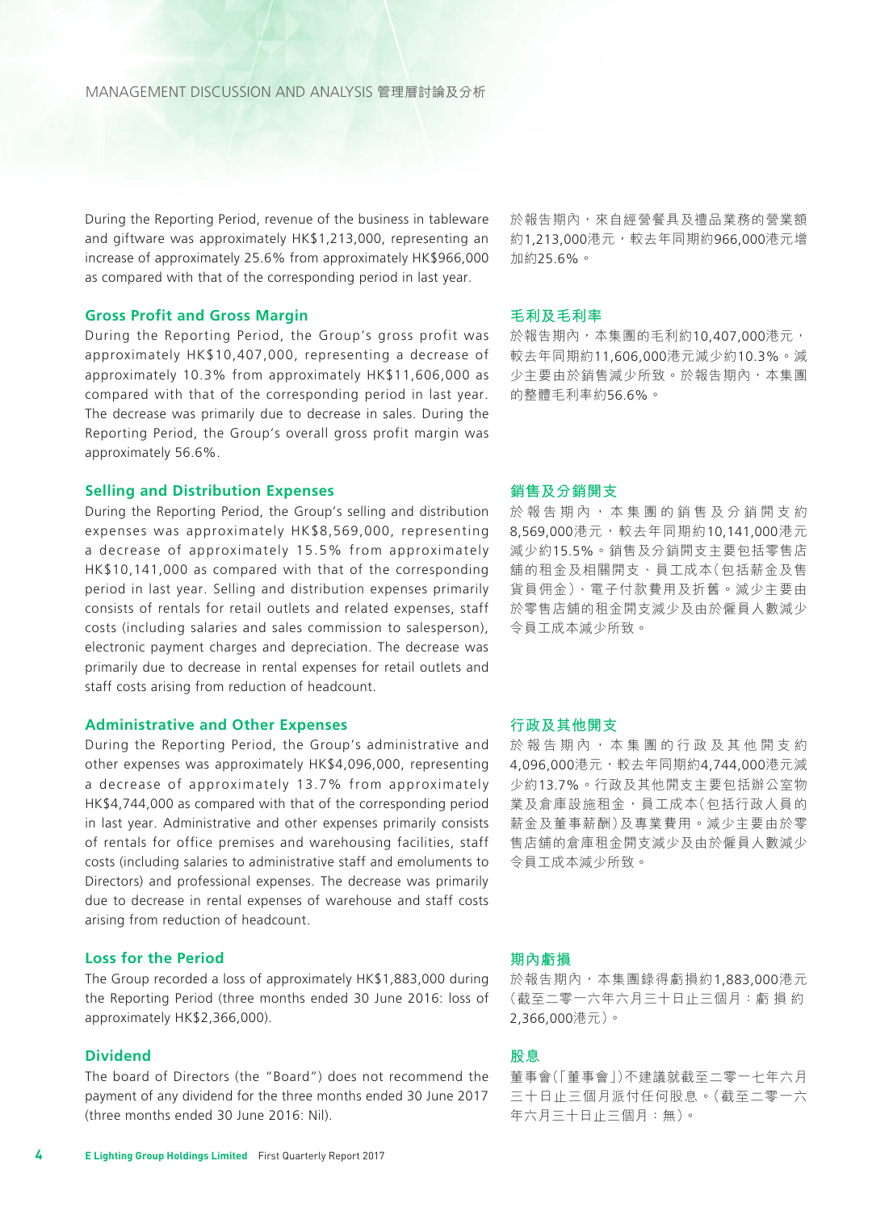During the Reporting Period, revenue of the business in tableware and giftware was approximately HK$1,213,000, representing an increase of approximately 25.6% from approximately HK$966,000 as compared with that of the corresponding period in last year.

於報告期內，來自經營餐具及禮品業務的營業額約1,213,000港元，較去年同期約966,000港元增加約25.6%。

## Gross Profit and Gross Margin

During the Reporting Period, the Group's gross profit was approximately HK$10,407,000, representing a decrease of approximately 10.3% from approximately HK$11,606,000 as compared with that of the corresponding period in last year. The decrease was primarily due to decrease in sales. During the Reporting Period, the Group's overall gross profit margin was approximately 56.6%.

## 毛利及毛利率

於報告期內，本集團的毛利約10,407,000港元，較去年同期約11,606,000港元減少約10.3%。減少主要由於銷售減少所致。於報告期內，本集團的整體毛利率約56.6%。

## Selling and Distribution Expenses

During the Reporting Period, the Group's selling and distribution expenses was approximately HK$8,569,000, representing a decrease of approximately 15.5% from approximately HK$10,141,000 as compared with that of the corresponding period in last year. Selling and distribution expenses primarily consists of rentals for retail outlets and related expenses, staff costs (including salaries and sales commission to salesperson), electronic payment charges and depreciation. The decrease was primarily due to decrease in rental expenses for retail outlets and staff costs arising from reduction of headcount.

## 銷售及分銷開支

於報告期內，本集團的銷售及分銷開支約8,569,000港元，較去年同期約10,141,000港元減少約15.5%。銷售及分銷開支主要包括零售店舖的租金及相關開支、員工成本(包括薪金及售貨員佣金)、電子付款費用及折舊。減少主要由於零售店舖的租金開支減少及由於僱員人數減少令員工成本減少所致。

## Administrative and Other Expenses

During the Reporting Period, the Group's administrative and other expenses was approximately HK$4,096,000, representing a decrease of approximately 13.7% from approximately HK$4,744,000 as compared with that of the corresponding period in last year. Administrative and other expenses primarily consists of rentals for office premises and warehousing facilities, staff costs (including salaries to administrative staff and emoluments to Directors) and professional expenses. The decrease was primarily due to decrease in rental expenses of warehouse and staff costs arising from reduction of headcount.

## 行政及其他開支

於報告期內，本集團的行政及其他開支約4,096,000港元，較去年同期約4,744,000港元減少約13.7%。行政及其他開支主要包括辦公室物業及倉庫設施租金，員工成本(包括行政人員的薪金及董事薪酬)及專業費用。減少主要由於零售店舖的倉庫租金開支減少及由於僱員人數減少令員工成本減少所致。

## Loss for the Period

The Group recorded a loss of approximately HK$1,883,000 during the Reporting Period (three months ended 30 June 2016: loss of approximately HK$2,366,000).

## 期內虧損

於報告期內，本集團錄得虧損約1,883,000港元(截至二零一六年六月三十日止三個月：虧損約2,366,000港元)。

## Dividend

The board of Directors (the "Board") does not recommend the payment of any dividend for the three months ended 30 June 2017 (three months ended 30 June 2016: Nil).

## 股息

董事會(「董事會」)不建議就截至二零一七年六月三十日止三個月派付任何股息。(截至二零一六年六月三十日止三個月：無)。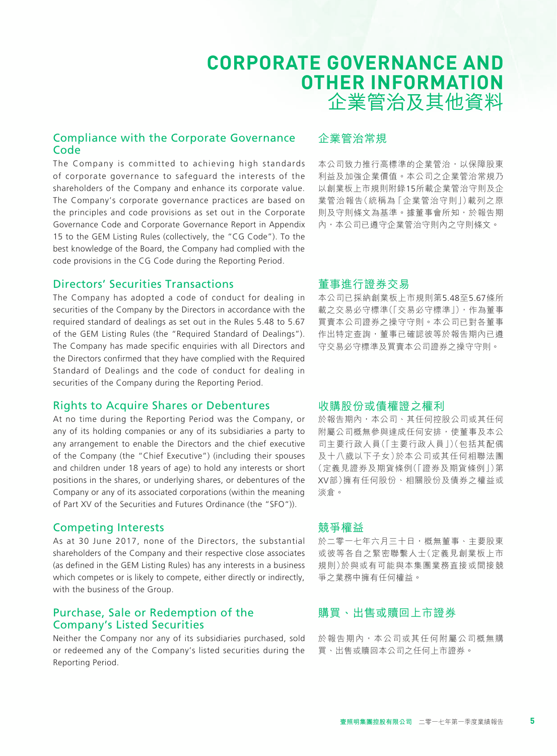# CORPORATE GOVERNANCE AND OTHER INFORMATION
# 企業管治及其他資料

## Compliance with the Corporate Governance Code

The Company is committed to achieving high standards of corporate governance to safeguard the interests of the shareholders of the Company and enhance its corporate value. The Company's corporate governance practices are based on the principles and code provisions as set out in the Corporate Governance Code and Corporate Governance Report in Appendix 15 to the GEM Listing Rules (collectively, the "CG Code"). To the best knowledge of the Board, the Company had complied with the code provisions in the CG Code during the Reporting Period.

## 企業管治常規

本公司致力推行高標準的企業管治，以保障股東利益及加強企業價值。本公司之企業管治常規乃以創業板上市規則附錄15所載企業管治守則及企業管治報告（統稱為「企業管治守則」）載列之原則及守則條文為基準。據董事會所知，於報告期內，本公司已遵守企業管治守則內之守則條文。

## Directors' Securities Transactions

The Company has adopted a code of conduct for dealing in securities of the Company by the Directors in accordance with the required standard of dealings as set out in the Rules 5.48 to 5.67 of the GEM Listing Rules (the "Required Standard of Dealings"). The Company has made specific enquiries with all Directors and the Directors confirmed that they have complied with the Required Standard of Dealings and the code of conduct for dealing in securities of the Company during the Reporting Period.

## 董事進行證券交易

本公司已採納創業板上市規則第5.48至5.67條所載之交易必守標準（「交易必守標準」），作為董事買賣本公司證券之操守守則。本公司已對各董事作出特定查詢，董事已確認彼等於報告期內已遵守交易必守標準及買賣本公司證券之操守守則。

## Rights to Acquire Shares or Debentures

At no time during the Reporting Period was the Company, or any of its holding companies or any of its subsidiaries a party to any arrangement to enable the Directors and the chief executive of the Company (the "Chief Executive") (including their spouses and children under 18 years of age) to hold any interests or short positions in the shares, or underlying shares, or debentures of the Company or any of its associated corporations (within the meaning of Part XV of the Securities and Futures Ordinance (the "SFO")).

## 收購股份或債權證之權利

於報告期內，本公司、其任何控股公司或其任何附屬公司概無參與達成任何安排，使董事及本公司主要行政人員（「主要行政人員」）（包括其配偶及十八歲以下子女）於本公司或其任何相聯法團（定義見證券及期貨條例（「證券及期貨條例」）第XV部）擁有任何股份、相關股份及債券之權益或淡倉。

## Competing Interests

As at 30 June 2017, none of the Directors, the substantial shareholders of the Company and their respective close associates (as defined in the GEM Listing Rules) has any interests in a business which competes or is likely to compete, either directly or indirectly, with the business of the Group.

## 競爭權益

於二零一七年六月三十日，概無董事、主要股東或彼等各自之緊密聯繫人士（定義見創業板上市規則）於與或有可能與本集團業務直接或間接競爭之業務中擁有任何權益。

## Purchase, Sale or Redemption of the Company's Listed Securities

Neither the Company nor any of its subsidiaries purchased, sold or redeemed any of the Company's listed securities during the Reporting Period.

## 購買、出售或贖回上市證券

於報告期內，本公司或其任何附屬公司概無購買、出售或贖回本公司之任何上市證券。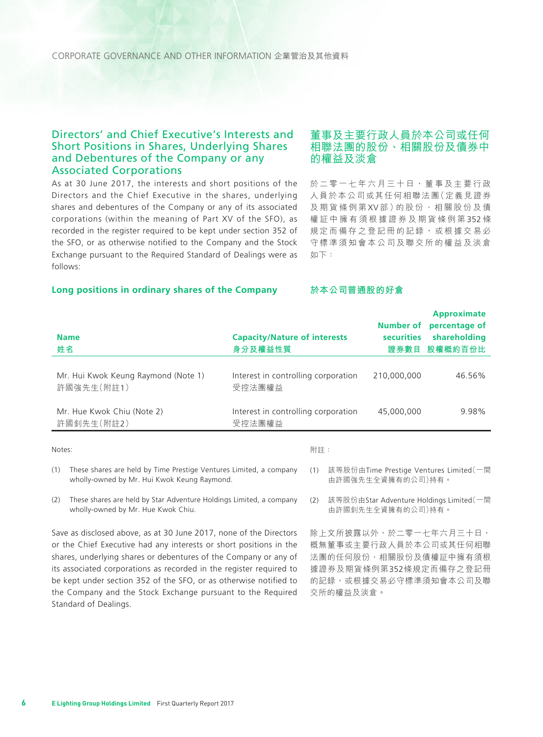## Directors' and Chief Executive's Interests and Short Positions in Shares, Underlying Shares and Debentures of the Company or any Associated Corporations

As at 30 June 2017, the interests and short positions of the Directors and the Chief Executive in the shares, underlying shares and debentures of the Company or any of its associated corporations (within the meaning of Part XV of the SFO), as recorded in the register required to be kept under section 352 of the SFO, or as otherwise notified to the Company and the Stock Exchange pursuant to the Required Standard of Dealings were as follows:

## 董事及主要行政人員於本公司或任何相聯法團的股份、相關股份及債券中的權益及淡倉

於二零一七年六月三十日，董事及主要行政人員於本公司或其任何相聯法團（定義見證券及期貨條例第XV部）的股份、相關股份及債權証中擁有須根據證券及期貨條例第352條規定而備存之登記冊的記錄，或根據交易必守標準須知會本公司及聯交所的權益及淡倉如下：

### Long positions in ordinary shares of the Company 於本公司普通股的好倉

| Name<br>姓名 | Capacity/Nature of interests<br>身分及權益性質 | Number of securities<br>證券數目 | Approximate percentage of shareholding<br>股權概約百份比 |
|---|---|---|---|
| Mr. Hui Kwok Keung Raymond (Note 1)<br>許國強先生（附註1） | Interest in controlling corporation<br>受控法團權益 | 210,000,000 | 46.56% |
| Mr. Hue Kwok Chiu (Note 2)<br>許國釗先生（附註2） | Interest in controlling corporation<br>受控法團權益 | 45,000,000 | 9.98% |

Notes:

(1) These shares are held by Time Prestige Ventures Limited, a company wholly-owned by Mr. Hui Kwok Keung Raymond.

(2) These shares are held by Star Adventure Holdings Limited, a company wholly-owned by Mr. Hue Kwok Chiu.

附註：

(1) 該等股份由Time Prestige Ventures Limited（一間由許國強先生全資擁有的公司）持有。

(2) 該等股份由Star Adventure Holdings Limited（一間由許國釗先生全資擁有的公司）持有。

Save as disclosed above, as at 30 June 2017, none of the Directors or the Chief Executive had any interests or short positions in the shares, underlying shares or debentures of the Company or any of its associated corporations as recorded in the register required to be kept under section 352 of the SFO, or as otherwise notified to the Company and the Stock Exchange pursuant to the Required Standard of Dealings.

除上文所披露以外，於二零一七年六月三十日，概無董事或主要行政人員於本公司或其任何相聯法團的任何股份、相關股份及債權証中擁有須根據證券及期貨條例第352條規定而備存之登記冊的記錄，或根據交易必守標準須知會本公司及聯交所的權益及淡倉。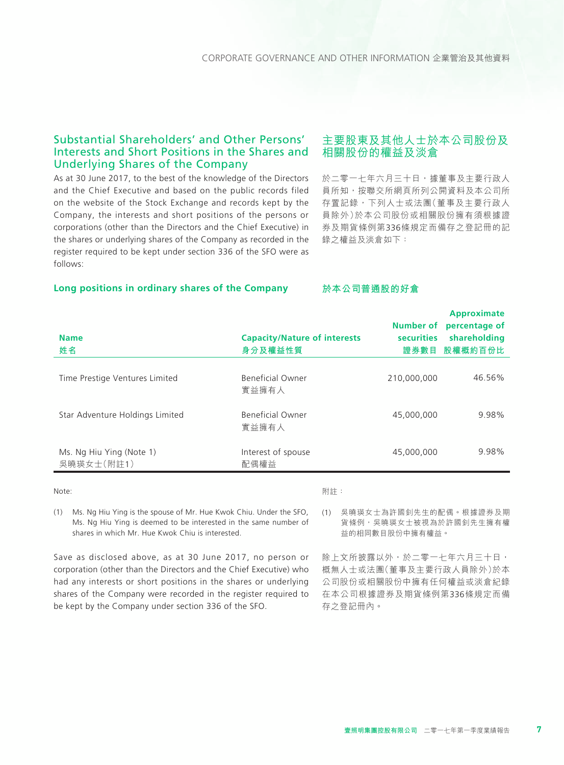## Substantial Shareholders' and Other Persons' Interests and Short Positions in the Shares and Underlying Shares of the Company

As at 30 June 2017, to the best of the knowledge of the Directors and the Chief Executive and based on the public records filed on the website of the Stock Exchange and records kept by the Company, the interests and short positions of the persons or corporations (other than the Directors and the Chief Executive) in the shares or underlying shares of the Company as recorded in the register required to be kept under section 336 of the SFO were as follows:

## 主要股東及其他人士於本公司股份及相關股份的權益及淡倉

於二零一七年六月三十日，據董事及主要行政人員所知，按聯交所網頁所列公開資料及本公司所存置記錄，下列人士或法團(董事及主要行政人員除外)於本公司股份或相關股份擁有須根據證券及期貨條例第336條規定而備存之登記冊的記錄之權益及淡倉如下：

### Long positions in ordinary shares of the Company 於本公司普通股的好倉

| Name<br>姓名 | Capacity/Nature of interests<br>身分及權益性質 | Number of securities<br>證券數目 | Approximate percentage of shareholding<br>股權概約百份比 |
|---|---|---|---|
| Time Prestige Ventures Limited | Beneficial Owner<br>實益擁有人 | 210,000,000 | 46.56% |
| Star Adventure Holdings Limited | Beneficial Owner<br>實益擁有人 | 45,000,000 | 9.98% |
| Ms. Ng Hiu Ying (Note 1)<br>吳曉瑛女士(附註1) | Interest of spouse<br>配偶權益 | 45,000,000 | 9.98% |

Note:

(1) Ms. Ng Hiu Ying is the spouse of Mr. Hue Kwok Chiu. Under the SFO, Ms. Ng Hiu Ying is deemed to be interested in the same number of shares in which Mr. Hue Kwok Chiu is interested.

附註：

(1) 吳曉瑛女士為許國釗先生的配偶。根據證券及期貨條例，吳曉瑛女士被視為於許國釗先生擁有權益的相同數目股份中擁有權益。

Save as disclosed above, as at 30 June 2017, no person or corporation (other than the Directors and the Chief Executive) who had any interests or short positions in the shares or underlying shares of the Company were recorded in the register required to be kept by the Company under section 336 of the SFO.

除上文所披露以外，於二零一七年六月三十日，概無人士或法團(董事及主要行政人員除外)於本公司股份或相關股份中擁有任何權益或淡倉紀錄在本公司根據證券及期貨條例第336條規定而備存之登記冊內。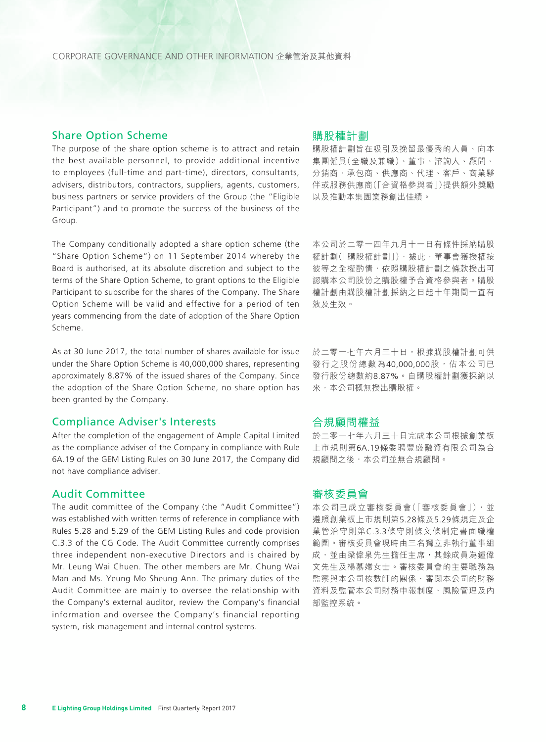## Share Option Scheme

The purpose of the share option scheme is to attract and retain the best available personnel, to provide additional incentive to employees (full-time and part-time), directors, consultants, advisers, distributors, contractors, suppliers, agents, customers, business partners or service providers of the Group (the "Eligible Participant") and to promote the success of the business of the Group.

The Company conditionally adopted a share option scheme (the "Share Option Scheme") on 11 September 2014 whereby the Board is authorised, at its absolute discretion and subject to the terms of the Share Option Scheme, to grant options to the Eligible Participant to subscribe for the shares of the Company. The Share Option Scheme will be valid and effective for a period of ten years commencing from the date of adoption of the Share Option Scheme.

As at 30 June 2017, the total number of shares available for issue under the Share Option Scheme is 40,000,000 shares, representing approximately 8.87% of the issued shares of the Company. Since the adoption of the Share Option Scheme, no share option has been granted by the Company.

## 購股權計劃

購股權計劃旨在吸引及挽留最優秀的人員、向本集團僱員(全職及兼職)、董事、諮詢人、顧問、分銷商、承包商、供應商、代理、客戶、商業夥伴或服務供應商(「合資格參與者」)提供額外獎勵以及推動本集團業務創出佳績。

本公司於二零一四年九月十一日有條件採納購股權計劃(「購股權計劃」),據此,董事會獲授權按彼等之全權酌情,依照購股權計劃之條款授出可認購本公司股份之購股權予合資格參與者。購股權計劃由購股權計劃採納之日起十年期間一直有效及生效。

於二零一七年六月三十日,根據購股權計劃可供發行之股份總數為40,000,000股,佔本公司已發行股份總數約8.87%。自購股權計劃獲採納以來,本公司概無授出購股權。

## Compliance Adviser's Interests

After the completion of the engagement of Ample Capital Limited as the compliance adviser of the Company in compliance with Rule 6A.19 of the GEM Listing Rules on 30 June 2017, the Company did not have compliance adviser.

## 合規顧問權益

於二零一七年六月三十日完成本公司根據創業板上市規則第6A.19條委聘豐盛融資有限公司為合規顧問之後,本公司並無合規顧問。

## Audit Committee

The audit committee of the Company (the "Audit Committee") was established with written terms of reference in compliance with Rules 5.28 and 5.29 of the GEM Listing Rules and code provision C.3.3 of the CG Code. The Audit Committee currently comprises three independent non-executive Directors and is chaired by Mr. Leung Wai Chuen. The other members are Mr. Chung Wai Man and Ms. Yeung Mo Sheung Ann. The primary duties of the Audit Committee are mainly to oversee the relationship with the Company's external auditor, review the Company's financial information and oversee the Company's financial reporting system, risk management and internal control systems.

## 審核委員會

本公司已成立審核委員會(「審核委員會」),並遵照創業板上市規則第5.28條及5.29條規定及企業管治守則第C.3.3條守則條文條制定書面職權範圍。審核委員會現時由三名獨立非執行董事組成,並由梁偉泉先生擔任主席,其餘成員為鍾偉文先生及楊慕嫦女士。審核委員會的主要職務為監察與本公司核數師的關係、審閱本公司的財務資料及監管本公司財務申報制度、風險管理及內部監控系統。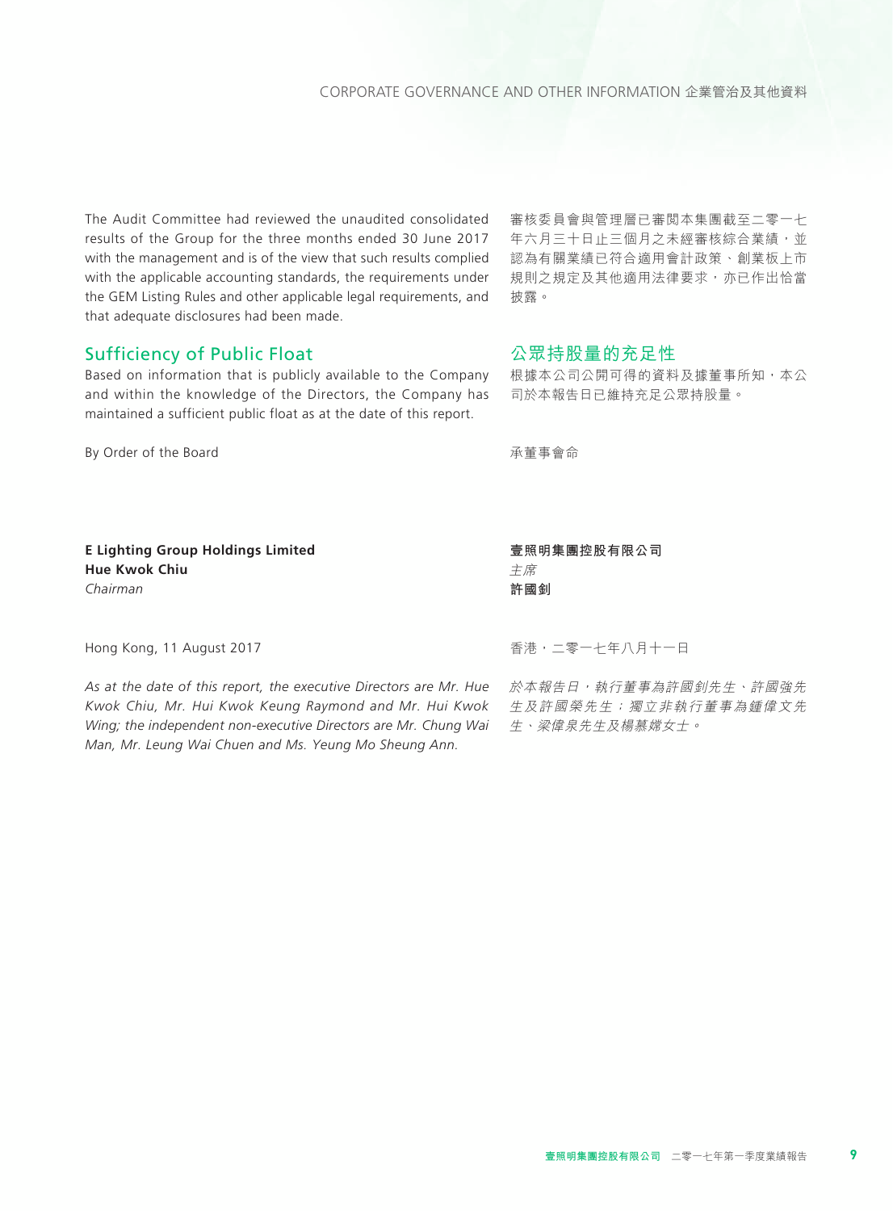The Audit Committee had reviewed the unaudited consolidated results of the Group for the three months ended 30 June 2017 with the management and is of the view that such results complied with the applicable accounting standards, the requirements under the GEM Listing Rules and other applicable legal requirements, and that adequate disclosures had been made.

審核委員會與管理層已審閱本集團截至二零一七年六月三十日止三個月之未經審核綜合業績，並認為有關業績已符合適用會計政策、創業板上市規則之規定及其他適用法律要求，亦已作出恰當披露。

## Sufficiency of Public Float

Based on information that is publicly available to the Company and within the knowledge of the Directors, the Company has maintained a sufficient public float as at the date of this report.

## 公眾持股量的充足性

根據本公司公開可得的資料及據董事所知，本公司於本報告日已維持充足公眾持股量。

By Order of the Board

承董事會命

**E Lighting Group Holdings Limited**
**Hue Kwok Chiu**
*Chairman*

**壹照明集團控股有限公司**
*主席*
**許國釗**

Hong Kong, 11 August 2017

香港，二零一七年八月十一日

*As at the date of this report, the executive Directors are Mr. Hue Kwok Chiu, Mr. Hui Kwok Keung Raymond and Mr. Hui Kwok Wing; the independent non-executive Directors are Mr. Chung Wai Man, Mr. Leung Wai Chuen and Ms. Yeung Mo Sheung Ann.*

*於本報告日，執行董事為許國釗先生、許國強先生及許國榮先生；獨立非執行董事為鍾偉文先生、梁偉泉先生及楊慕嫦女士。*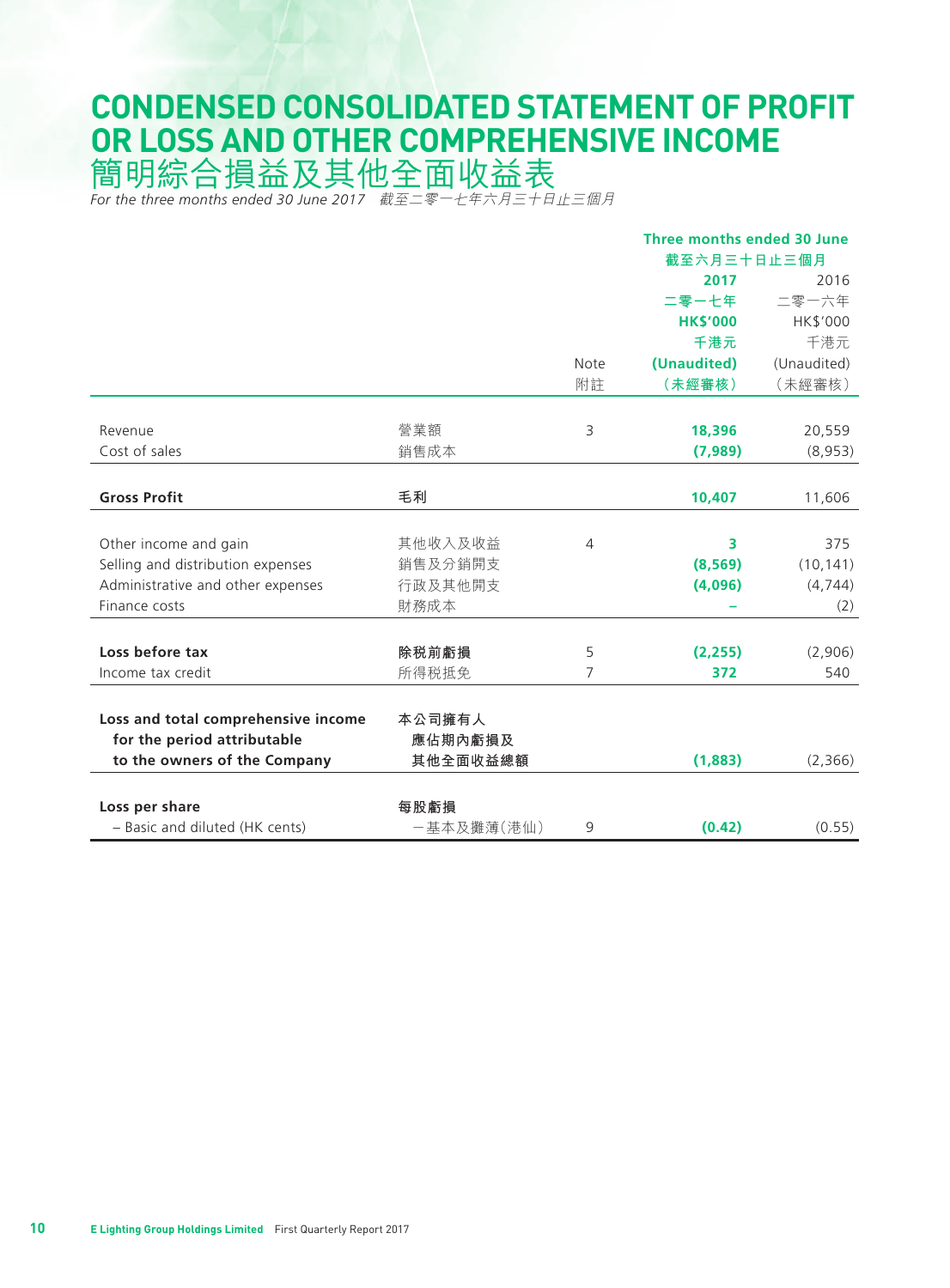# CONDENSED CONSOLIDATED STATEMENT OF PROFIT OR LOSS AND OTHER COMPREHENSIVE INCOME
# 簡明綜合損益及其他全面收益表

*For the three months ended 30 June 2017　截至二零一七年六月三十日止三個月*

| | | | Three months ended 30 June 截至六月三十日止三個月 | |
|---|---|---|---|---|
| | | | **2017 二零一七年 HK$'000 千港元 (Unaudited) (未經審核)** | 2016 二零一六年 HK$'000 千港元 (Unaudited) (未經審核) |
| | | Note 附註 | | |
| Revenue | 營業額 | 3 | **18,396** | 20,559 |
| Cost of sales | 銷售成本 | | **(7,989)** | (8,953) |
| **Gross Profit** | **毛利** | | **10,407** | 11,606 |
| Other income and gain | 其他收入及收益 | 4 | **3** | 375 |
| Selling and distribution expenses | 銷售及分銷開支 | | **(8,569)** | (10,141) |
| Administrative and other expenses | 行政及其他開支 | | **(4,096)** | (4,744) |
| Finance costs | 財務成本 | | **–** | (2) |
| **Loss before tax** | **除税前虧損** | 5 | **(2,255)** | (2,906) |
| Income tax credit | 所得税抵免 | 7 | **372** | 540 |
| **Loss and total comprehensive income for the period attributable to the owners of the Company** | **本公司擁有人應佔期內虧損及其他全面收益總額** | | **(1,883)** | (2,366) |
| **Loss per share** | **每股虧損** | | | |
| – Basic and diluted (HK cents) | －基本及攤薄(港仙) | 9 | **(0.42)** | (0.55) |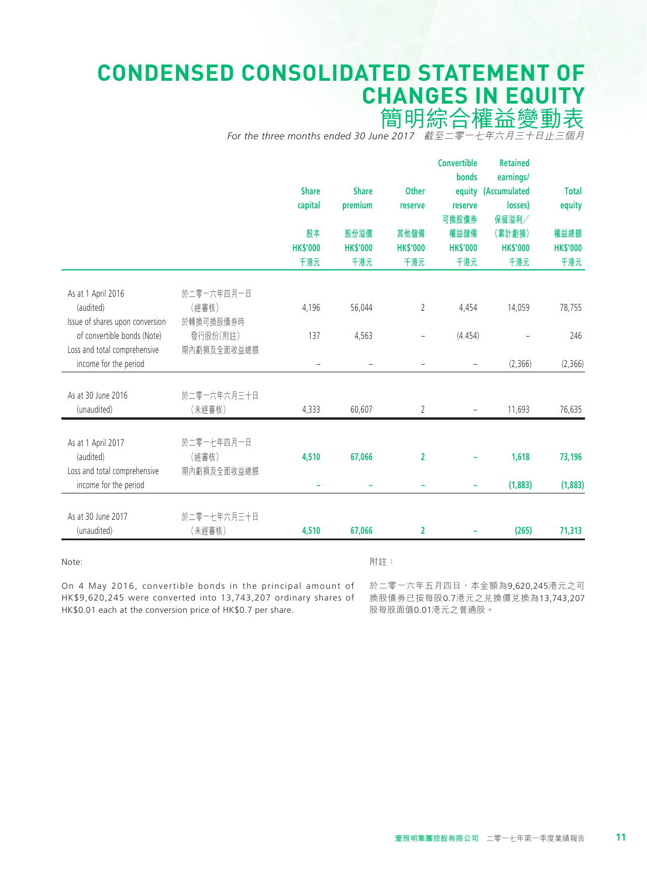# CONDENSED CONSOLIDATED STATEMENT OF CHANGES IN EQUITY

# 簡明綜合權益變動表

*For the three months ended 30 June 2017　截至二零一七年六月三十日止三個月*

| | | Share capital<br>股本<br>HK$'000<br>千港元 | Share premium<br>股份溢價<br>HK$'000<br>千港元 | Other reserve<br>其他儲備<br>HK$'000<br>千港元 | Convertible bonds equity reserve<br>可換股債券權益儲備<br>HK$'000<br>千港元 | Retained earnings/ (Accumulated losses)<br>保留溢利／(累計虧損)<br>HK$'000<br>千港元 | Total equity<br>權益總額<br>HK$'000<br>千港元 |
|---|---|---|---|---|---|---|---|
| As at 1 April 2016 (audited) | 於二零一六年四月一日(經審核) | 4,196 | 56,044 | 2 | 4,454 | 14,059 | 78,755 |
| Issue of shares upon conversion of convertible bonds (Note) | 於轉換可換股債券時發行股份(附註) | 137 | 4,563 | – | (4.454) | – | 246 |
| Loss and total comprehensive income for the period | 期內虧損及全面收益總額 | – | – | – | – | (2,366) | (2,366) |
| As at 30 June 2016 (unaudited) | 於二零一六年六月三十日(未經審核) | 4,333 | 60,607 | 2 | – | 11,693 | 76,635 |
| As at 1 April 2017 (audited) | 於二零一七年四月一日(經審核) | **4,510** | **67,066** | **2** | **–** | **1,618** | **73,196** |
| Loss and total comprehensive income for the period | 期內虧損及全面收益總額 | **–** | **–** | **–** | **–** | **(1,883)** | **(1,883)** |
| As at 30 June 2017 (unaudited) | 於二零一七年六月三十日(未經審核) | **4,510** | **67,066** | **2** | **–** | **(265)** | **71,313** |

Note:

On 4 May 2016, convertible bonds in the principal amount of HK$9,620,245 were converted into 13,743,207 ordinary shares of HK$0.01 each at the conversion price of HK$0.7 per share.

附註：

於二零一六年五月四日，本金額為9,620,245港元之可換股債券已按每股0.7港元之兌換價兌換為13,743,207股每股面值0.01港元之普通股。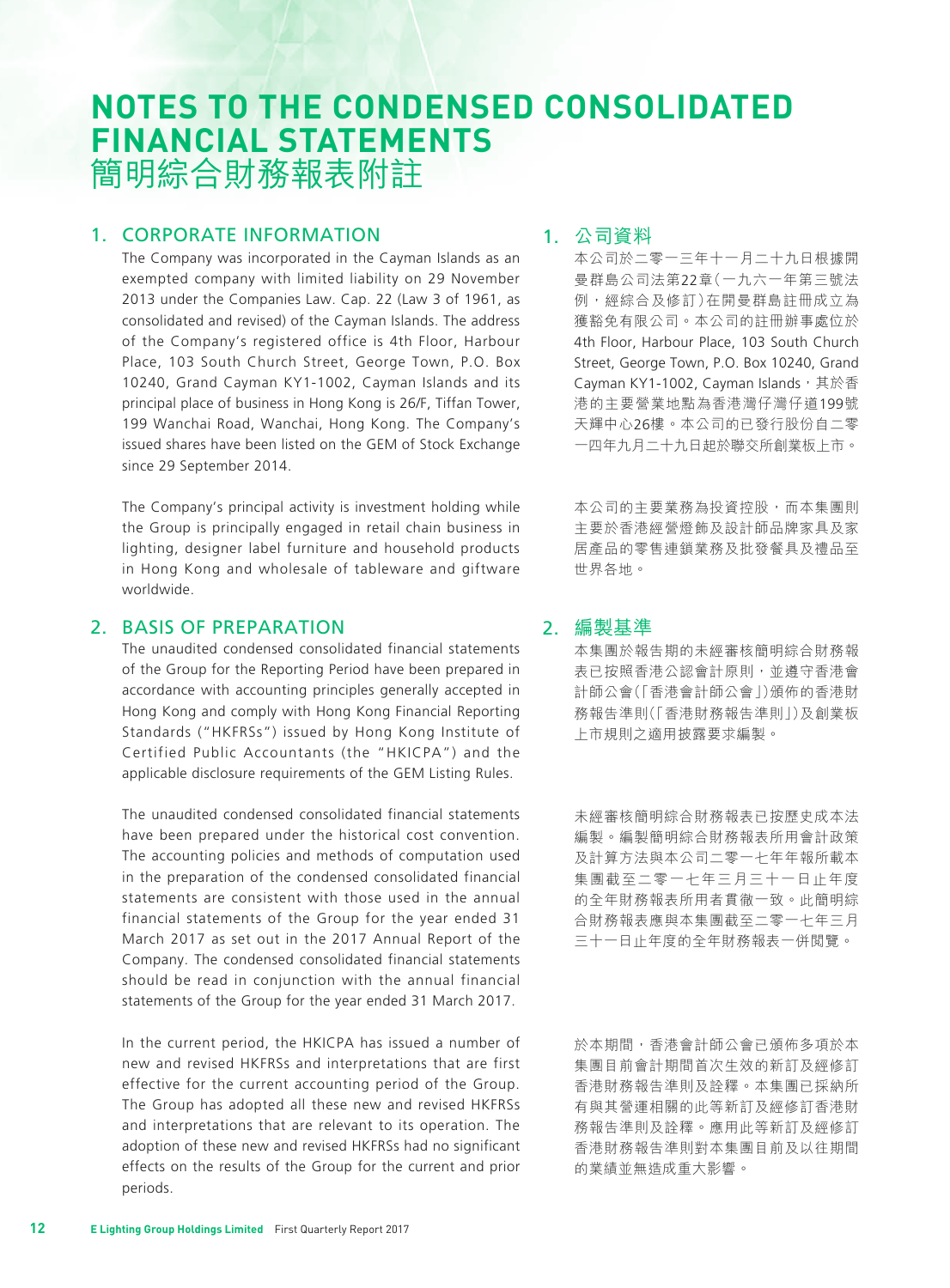# NOTES TO THE CONDENSED CONSOLIDATED FINANCIAL STATEMENTS
# 簡明綜合財務報表附註

## 1. CORPORATE INFORMATION

The Company was incorporated in the Cayman Islands as an exempted company with limited liability on 29 November 2013 under the Companies Law. Cap. 22 (Law 3 of 1961, as consolidated and revised) of the Cayman Islands. The address of the Company's registered office is 4th Floor, Harbour Place, 103 South Church Street, George Town, P.O. Box 10240, Grand Cayman KY1-1002, Cayman Islands and its principal place of business in Hong Kong is 26/F, Tiffan Tower, 199 Wanchai Road, Wanchai, Hong Kong. The Company's issued shares have been listed on the GEM of Stock Exchange since 29 September 2014.

The Company's principal activity is investment holding while the Group is principally engaged in retail chain business in lighting, designer label furniture and household products in Hong Kong and wholesale of tableware and giftware worldwide.

## 1. 公司資料

本公司於二零一三年十一月二十九日根據開曼群島公司法第22章（一九六一年第三號法例，經綜合及修訂）在開曼群島註冊成立為獲豁免有限公司。本公司的註冊辦事處位於4th Floor, Harbour Place, 103 South Church Street, George Town, P.O. Box 10240, Grand Cayman KY1-1002, Cayman Islands，其於香港的主要營業地點為香港灣仔灣仔道199號天輝中心26樓。本公司的已發行股份自二零一四年九月二十九日起於聯交所創業板上市。

本公司的主要業務為投資控股，而本集團則主要於香港經營燈飾及設計師品牌家具及家居產品的零售連鎖業務及批發餐具及禮品至世界各地。

## 2. BASIS OF PREPARATION

The unaudited condensed consolidated financial statements of the Group for the Reporting Period have been prepared in accordance with accounting principles generally accepted in Hong Kong and comply with Hong Kong Financial Reporting Standards ("HKFRSs") issued by Hong Kong Institute of Certified Public Accountants (the "HKICPA") and the applicable disclosure requirements of the GEM Listing Rules.

The unaudited condensed consolidated financial statements have been prepared under the historical cost convention. The accounting policies and methods of computation used in the preparation of the condensed consolidated financial statements are consistent with those used in the annual financial statements of the Group for the year ended 31 March 2017 as set out in the 2017 Annual Report of the Company. The condensed consolidated financial statements should be read in conjunction with the annual financial statements of the Group for the year ended 31 March 2017.

In the current period, the HKICPA has issued a number of new and revised HKFRSs and interpretations that are first effective for the current accounting period of the Group. The Group has adopted all these new and revised HKFRSs and interpretations that are relevant to its operation. The adoption of these new and revised HKFRSs had no significant effects on the results of the Group for the current and prior periods.

## 2. 編製基準

本集團於報告期的未經審核簡明綜合財務報表已按照香港公認會計原則，並遵守香港會計師公會（「香港會計師公會」）頒佈的香港財務報告準則（「香港財務報告準則」）及創業板上市規則之適用披露要求編製。

未經審核簡明綜合財務報表已按歷史成本法編製。編製簡明綜合財務報表所用會計政策及計算方法與本公司二零一七年年報所載本集團截至二零一七年三月三十一日止年度的全年財務報表所用者貫徹一致。此簡明綜合財務報表應與本集團截至二零一七年三月三十一日止年度的全年財務報表一併閱覽。

於本期間，香港會計師公會已頒佈多項於本集團目前會計期間首次生效的新訂及經修訂香港財務報告準則及詮釋。本集團已採納所有與其營運相關的此等新訂及經修訂香港財務報告準則及詮釋。應用此等新訂及經修訂香港財務報告準則對本集團目前及以往期間的業績並無造成重大影響。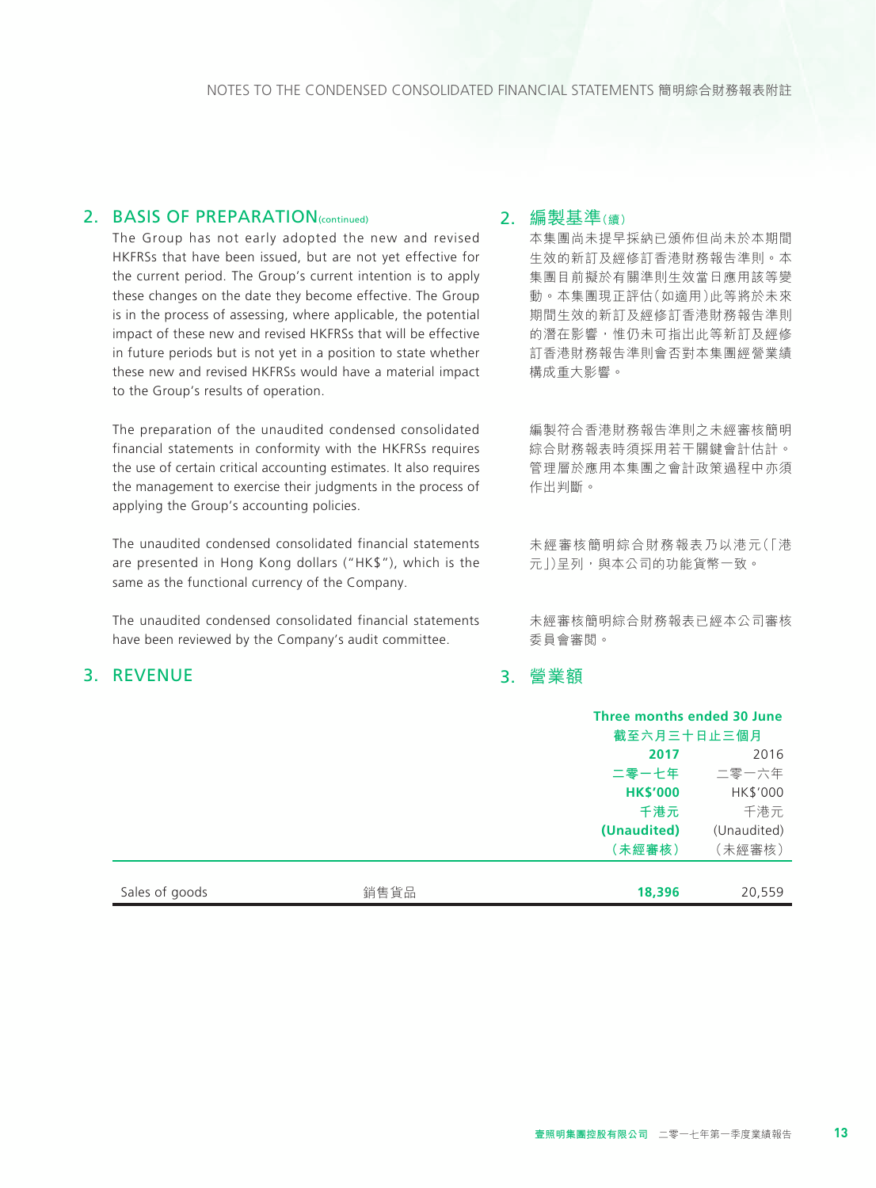## 2. BASIS OF PREPARATION (continued)

The Group has not early adopted the new and revised HKFRSs that have been issued, but are not yet effective for the current period. The Group's current intention is to apply these changes on the date they become effective. The Group is in the process of assessing, where applicable, the potential impact of these new and revised HKFRSs that will be effective in future periods but is not yet in a position to state whether these new and revised HKFRSs would have a material impact to the Group's results of operation.

The preparation of the unaudited condensed consolidated financial statements in conformity with the HKFRSs requires the use of certain critical accounting estimates. It also requires the management to exercise their judgments in the process of applying the Group's accounting policies.

The unaudited condensed consolidated financial statements are presented in Hong Kong dollars ("HK$"), which is the same as the functional currency of the Company.

The unaudited condensed consolidated financial statements have been reviewed by the Company's audit committee.

## 2. 編製基準(續)

本集團尚未提早採納已頒佈但尚未於本期間生效的新訂及經修訂香港財務報告準則。本集團目前擬於有關準則生效當日應用該等變動。本集團現正評估(如適用)此等將於未來期間生效的新訂及經修訂香港財務報告準則的潛在影響,惟仍未可指出此等新訂及經修訂香港財務報告準則會否對本集團經營業績構成重大影響。

編製符合香港財務報告準則之未經審核簡明綜合財務報表時須採用若干關鍵會計估計。管理層於應用本集團之會計政策過程中亦須作出判斷。

未經審核簡明綜合財務報表乃以港元(「港元」)呈列,與本公司的功能貨幣一致。

未經審核簡明綜合財務報表已經本公司審核委員會審閱。

## 3. REVENUE

## 3. 營業額

| | | Three months ended 30 June 截至六月三十日止三個月 | |
|---|---|---|---|
| | | **2017** **二零一七年** **HK$'000** **千港元** **(Unaudited)** **(未經審核)** | 2016 二零一六年 HK$'000 千港元 (Unaudited) (未經審核) |
| Sales of goods | 銷售貨品 | **18,396** | 20,559 |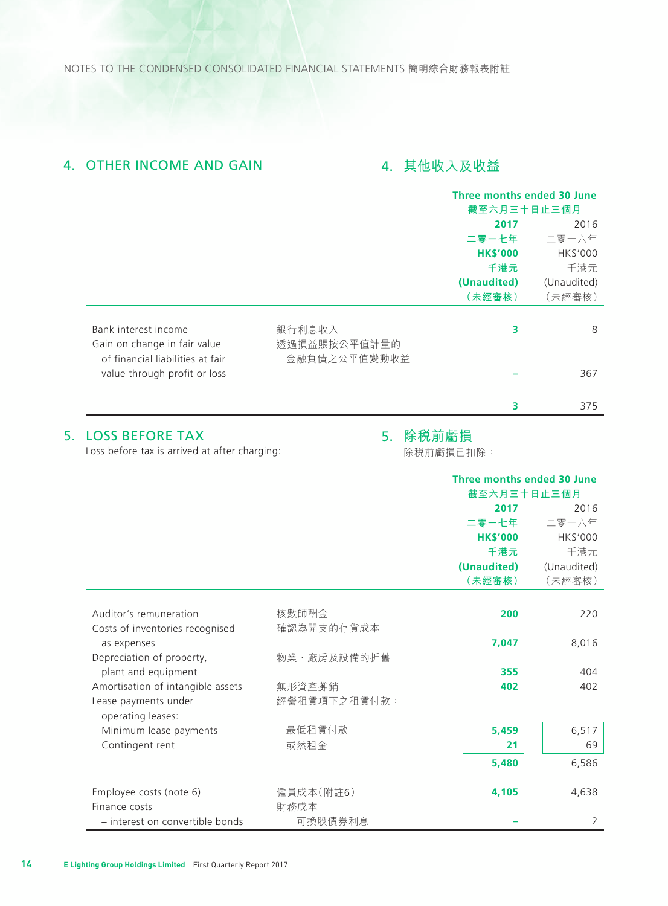## 4. OTHER INCOME AND GAIN

## 4. 其他收入及收益

| | | Three months ended 30 June 截至六月三十日止三個月 | |
|---|---|---|---|
| | | **2017** **二零一七年** **HK$'000** **千港元** **(Unaudited)** **（未經審核）** | 2016 二零一六年 HK$'000 千港元 (Unaudited) （未經審核） |
| Bank interest income | 銀行利息收入 | **3** | 8 |
| Gain on change in fair value of financial liabilities at fair value through profit or loss | 透過損益賬按公平值計量的金融負債之公平值變動收益 | **–** | 367 |
| | | **3** | 375 |

## 5. LOSS BEFORE TAX

## 5. 除稅前虧損

Loss before tax is arrived at after charging:

除稅前虧損已扣除：

| | | Three months ended 30 June 截至六月三十日止三個月 | |
|---|---|---|---|
| | | **2017** **二零一七年** **HK$'000** **千港元** **(Unaudited)** **（未經審核）** | 2016 二零一六年 HK$'000 千港元 (Unaudited) （未經審核） |
| Auditor's remuneration | 核數師酬金 | **200** | 220 |
| Costs of inventories recognised as expenses | 確認為開支的存貨成本 | **7,047** | 8,016 |
| Depreciation of property, plant and equipment | 物業、廠房及設備的折舊 | **355** | 404 |
| Amortisation of intangible assets | 無形資產攤銷 | **402** | 402 |
| Lease payments under operating leases: | 經營租賃項下之租賃付款： | | |
| Minimum lease payments | 最低租賃付款 | **5,459** | 6,517 |
| Contingent rent | 或然租金 | **21** | 69 |
| | | **5,480** | 6,586 |
| Employee costs (note 6) | 僱員成本（附註6） | **4,105** | 4,638 |
| Finance costs | 財務成本 | | |
| – interest on convertible bonds | －可換股債券利息 | **–** | 2 |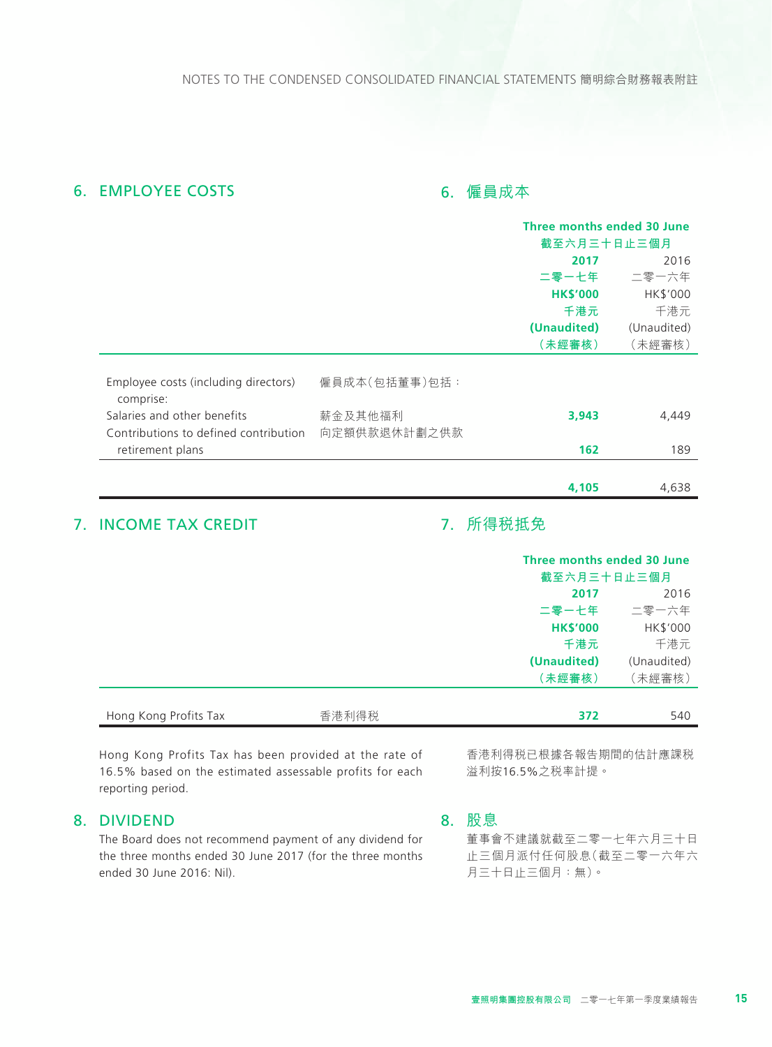## 6. EMPLOYEE COSTS 6. 僱員成本

| | | Three months ended 30 June<br>截至六月三十日止三個月 | |
|---|---|---|---|
| | | **2017**<br>**二零一七年**<br>**HK$'000**<br>**千港元**<br>**(Unaudited)**<br>**（未經審核）** | 2016<br>二零一六年<br>HK$'000<br>千港元<br>(Unaudited)<br>（未經審核） |
| Employee costs (including directors) comprise: | 僱員成本（包括董事）包括： | | |
| Salaries and other benefits | 薪金及其他福利 | **3,943** | 4,449 |
| Contributions to defined contribution retirement plans | 向定額供款退休計劃之供款 | **162** | 189 |
| | | **4,105** | 4,638 |

## 7. INCOME TAX CREDIT 7. 所得稅抵免

| | | Three months ended 30 June<br>截至六月三十日止三個月 | |
|---|---|---|---|
| | | **2017**<br>**二零一七年**<br>**HK$'000**<br>**千港元**<br>**(Unaudited)**<br>**（未經審核）** | 2016<br>二零一六年<br>HK$'000<br>千港元<br>(Unaudited)<br>（未經審核） |
| Hong Kong Profits Tax | 香港利得稅 | **372** | 540 |

Hong Kong Profits Tax has been provided at the rate of 16.5% based on the estimated assessable profits for each reporting period.

香港利得稅已根據各報告期間的估計應課稅溢利按16.5%之稅率計提。

## 8. DIVIDEND 8. 股息

The Board does not recommend payment of any dividend for the three months ended 30 June 2017 (for the three months ended 30 June 2016: Nil).

董事會不建議就截至二零一七年六月三十日止三個月派付任何股息（截至二零一六年六月三十日止三個月：無）。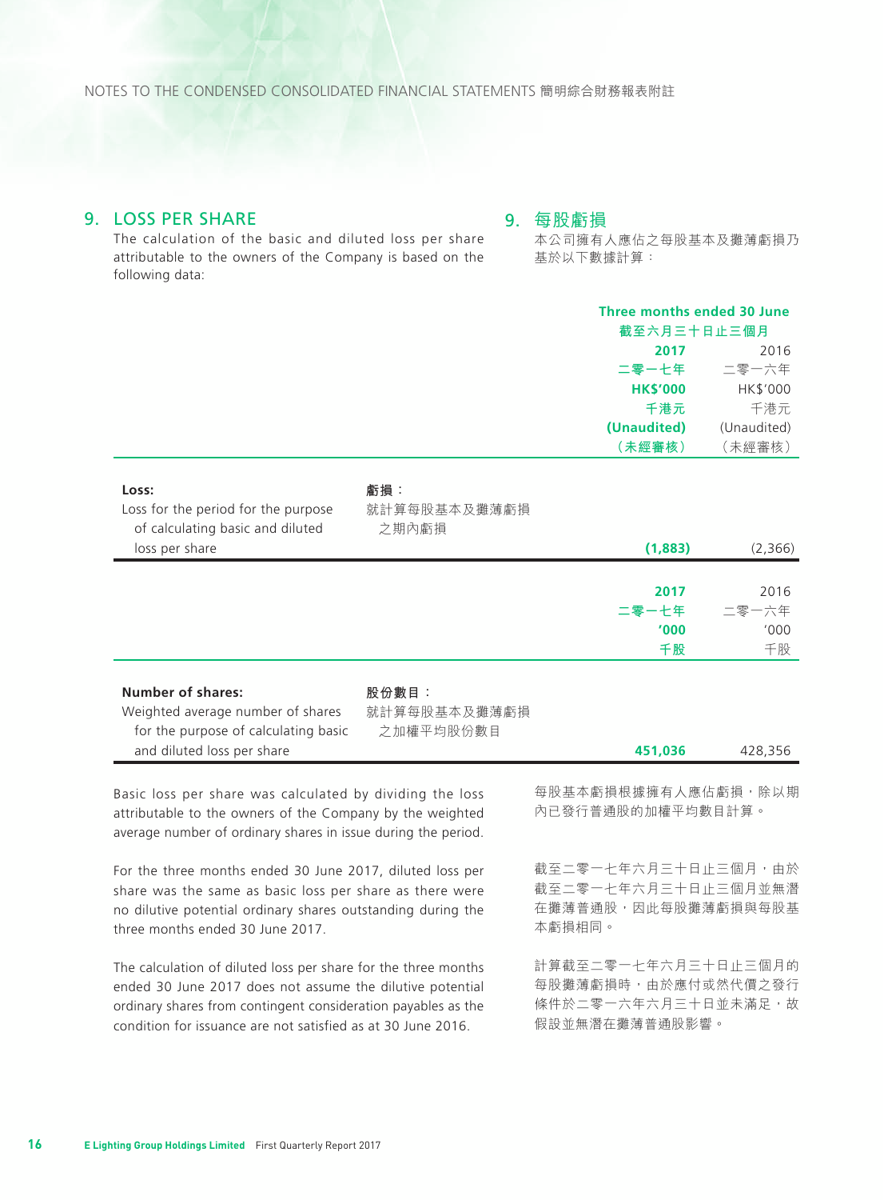## 9. LOSS PER SHARE

The calculation of the basic and diluted loss per share attributable to the owners of the Company is based on the following data:

## 9. 每股虧損

本公司擁有人應佔之每股基本及攤薄虧損乃基於以下數據計算：

| | | Three months ended 30 June 截至六月三十日止三個月 | |
|---|---|---|---|
| | | **2017** **二零一七年** **HK$'000** **千港元** **(Unaudited)** **（未經審核）** | 2016 二零一六年 HK$'000 千港元 (Unaudited) （未經審核） |
| **Loss:** | **虧損：** | | |
| Loss for the period for the purpose of calculating basic and diluted loss per share | 就計算每股基本及攤薄虧損之期內虧損 | **(1,883)** | (2,366) |

| | | **2017** **二零一七年** **'000** **千股** | 2016 二零一六年 '000 千股 |
|---|---|---|---|
| **Number of shares:** | **股份數目：** | | |
| Weighted average number of shares for the purpose of calculating basic and diluted loss per share | 就計算每股基本及攤薄虧損之加權平均股份數目 | **451,036** | 428,356 |

Basic loss per share was calculated by dividing the loss attributable to the owners of the Company by the weighted average number of ordinary shares in issue during the period.

For the three months ended 30 June 2017, diluted loss per share was the same as basic loss per share as there were no dilutive potential ordinary shares outstanding during the three months ended 30 June 2017.

The calculation of diluted loss per share for the three months ended 30 June 2017 does not assume the dilutive potential ordinary shares from contingent consideration payables as the condition for issuance are not satisfied as at 30 June 2016.

每股基本虧損根據擁有人應佔虧損，除以期內已發行普通股的加權平均數目計算。

截至二零一七年六月三十日止三個月，由於截至二零一七年六月三十日止三個月並無潛在攤薄普通股，因此每股攤薄虧損與每股基本虧損相同。

計算截至二零一七年六月三十日止三個月的每股攤薄虧損時，由於應付或然代價之發行條件於二零一六年六月三十日並未滿足，故假設並無潛在攤薄普通股影響。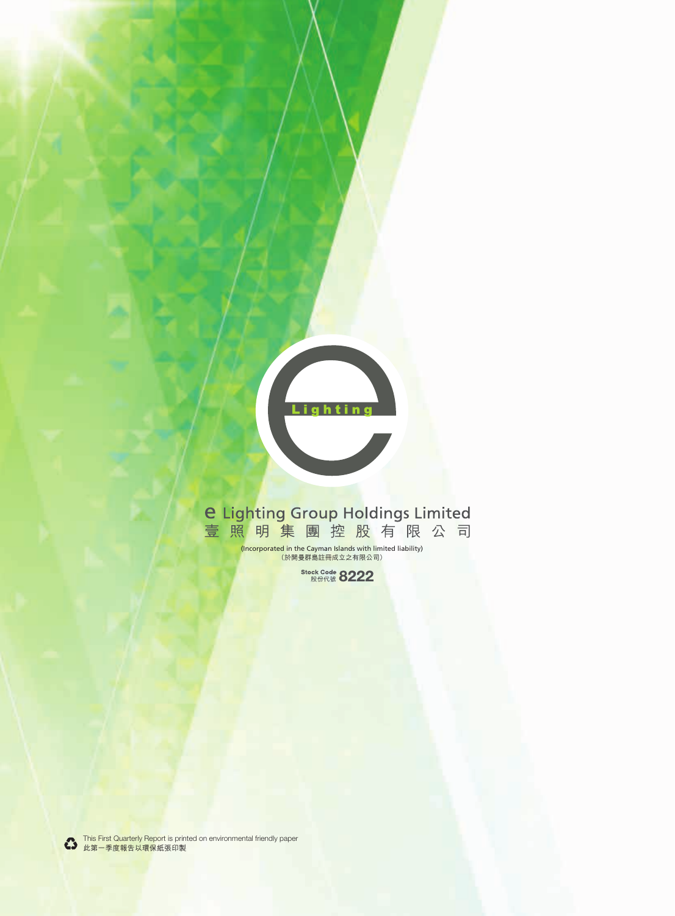# e Lighting Group Holdings Limited
# 壹照明集團控股有限公司

(Incorporated in the Cayman Islands with limited liability)
（於開曼群島註冊成立之有限公司）

Stock Code 股份代號 **8222**

This First Quarterly Report is printed on environmental friendly paper
此第一季度報告以環保紙張印製